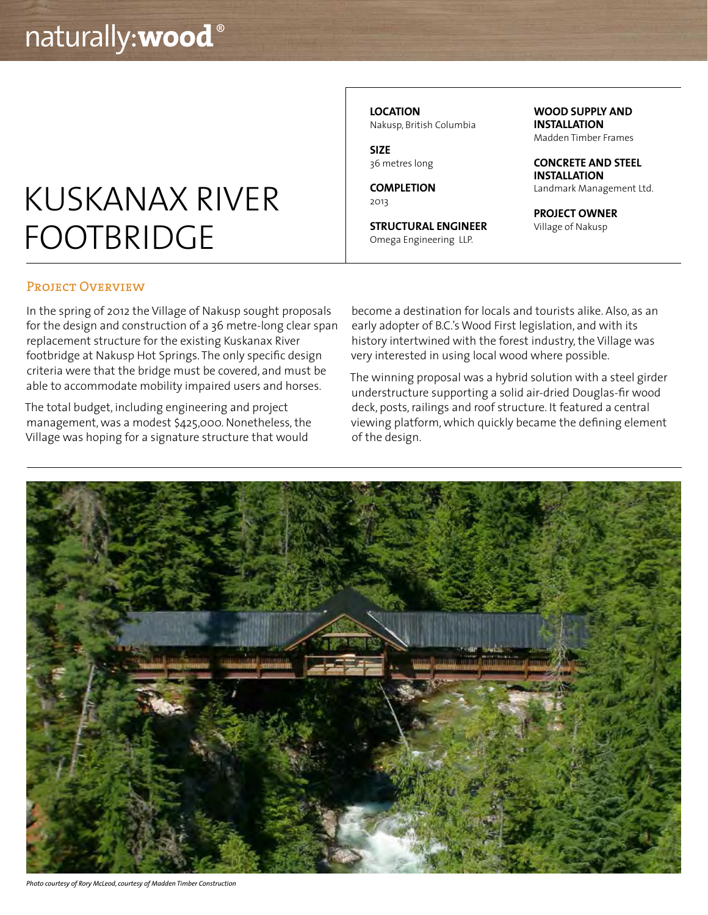naturally:**wood**®

# KUSKANAX RIVER FOOTBRIDGE

**LOCATION**
Nakusp, British Columbia

**SIZE**
36 metres long

**COMPLETION**
2013

**STRUCTURAL ENGINEER**
Omega Engineering LLP.

**WOOD SUPPLY AND INSTALLATION**
Madden Timber Frames

**CONCRETE AND STEEL INSTALLATION**
Landmark Management Ltd.

**PROJECT OWNER**
Village of Nakusp

## Project Overview

In the spring of 2012 the Village of Nakusp sought proposals for the design and construction of a 36 metre-long clear span replacement structure for the existing Kuskanax River footbridge at Nakusp Hot Springs. The only specific design criteria were that the bridge must be covered, and must be able to accommodate mobility impaired users and horses.

The total budget, including engineering and project management, was a modest $425,000. Nonetheless, the Village was hoping for a signature structure that would become a destination for locals and tourists alike. Also, as an early adopter of B.C.'s Wood First legislation, and with its history intertwined with the forest industry, the Village was very interested in using local wood where possible.

The winning proposal was a hybrid solution with a steel girder understructure supporting a solid air-dried Douglas-fir wood deck, posts, railings and roof structure. It featured a central viewing platform, which quickly became the defining element of the design.

*Photo courtesy of Rory McLeod, courtesy of Madden Timber Construction*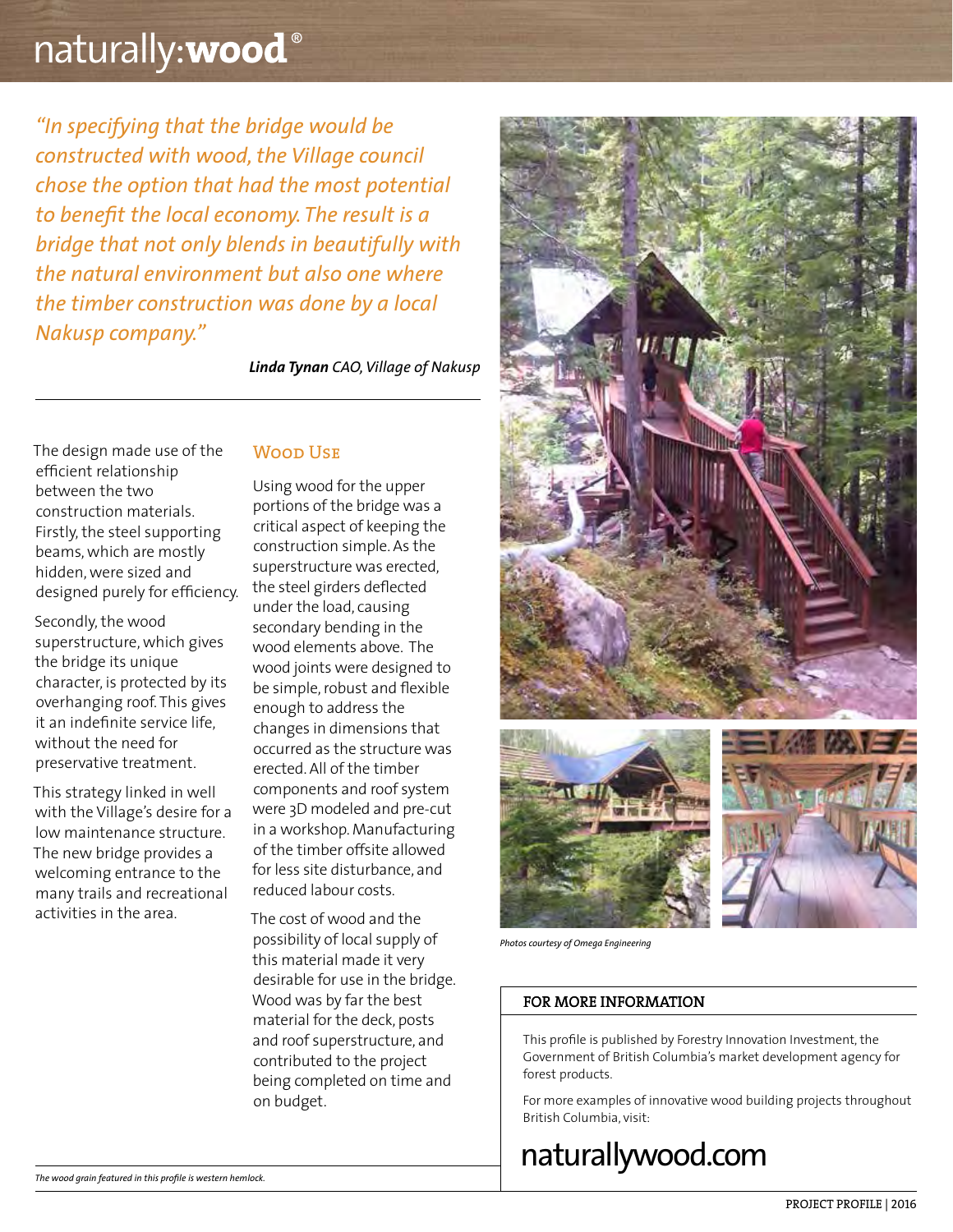*"In specifying that the bridge would be constructed with wood, the Village council chose the option that had the most potential to benefit the local economy. The result is a bridge that not only blends in beautifully with the natural environment but also one where the timber construction was done by a local Nakusp company."*

***Linda Tynan** CAO, Village of Nakusp*

The design made use of the efficient relationship between the two construction materials. Firstly, the steel supporting beams, which are mostly hidden, were sized and designed purely for efficiency.

Secondly, the wood superstructure, which gives the bridge its unique character, is protected by its overhanging roof. This gives it an indefinite service life, without the need for preservative treatment.

This strategy linked in well with the Village's desire for a low maintenance structure. The new bridge provides a welcoming entrance to the many trails and recreational activities in the area.

## Wood Use

Using wood for the upper portions of the bridge was a critical aspect of keeping the construction simple. As the superstructure was erected, the steel girders deflected under the load, causing secondary bending in the wood elements above. The wood joints were designed to be simple, robust and flexible enough to address the changes in dimensions that occurred as the structure was erected. All of the timber components and roof system were 3D modeled and pre-cut in a workshop. Manufacturing of the timber offsite allowed for less site disturbance, and reduced labour costs.

The cost of wood and the possibility of local supply of this material made it very desirable for use in the bridge. Wood was by far the best material for the deck, posts and roof superstructure, and contributed to the project being completed on time and on budget.

*Photos courtesy of Omega Engineering*

## For More Information

This profile is published by Forestry Innovation Investment, the Government of British Columbia's market development agency for forest products.

For more examples of innovative wood building projects throughout British Columbia, visit:

**naturallywood.com**

*The wood grain featured in this profile is western hemlock.*